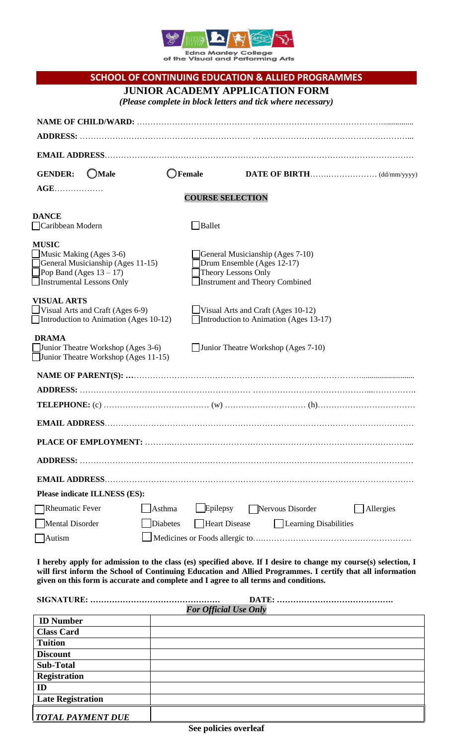Edna Manley College of the Visual and Performing Arts

## SCHOOL OF CONTINUING EDUCATION & ALLIED PROGRAMMES

### JUNIOR ACADEMY APPLICATION FORM

*(Please complete in block letters and tick where necessary)*

**NAME OF CHILD/WARD:** ……………………………………………………………………………………

**ADDRESS:** ……………………………………………………… ……………………………………………………...

**EMAIL ADDRESS**……………………………………………………………………………………………………

**GENDER:** ◯ **Male** ◯ **Female** **DATE OF BIRTH**……..……………… (dd/mm/yyyy)

**AGE**………………

**COURSE SELECTION**

**DANCE**

- ☐ Caribbean Modern
- ☐ Ballet

**MUSIC**

- ☐ Music Making (Ages 3-6)
- ☐ General Musicianship (Ages 7-10)
- ☐ General Musicianship (Ages 11-15)
- ☐ Drum Ensemble (Ages 12-17)
- ☐ Pop Band (Ages 13 – 17)
- ☐ Theory Lessons Only
- ☐ Instrumental Lessons Only
- ☐ Instrument and Theory Combined

**VISUAL ARTS**

- ☐ Visual Arts and Craft (Ages 6-9)
- ☐ Visual Arts and Craft (Ages 10-12)
- ☐ Introduction to Animation (Ages 10-12)
- ☐ Introduction to Animation (Ages 13-17)

**DRAMA**

- ☐ Junior Theatre Workshop (Ages 3-6)
- ☐ Junior Theatre Workshop (Ages 7-10)
- ☐ Junior Theatre Workshop (Ages 11-15)

**NAME OF PARENT(S): …**……………………………………………………………………………………

**ADDRESS:** ……………………………………………………… ……………………………………………………….

**TELEPHONE:** (c) ………………………………… (w) ………………………… (h)………………………………

**EMAIL ADDRESS**……………………………………………………………………………………………………

**PLACE OF EMPLOYMENT:** ………………………………………………………………………………………...

**ADDRESS:** ……………………………………………………………………………………………………………

**EMAIL ADDRESS**……………………………………………………………………………………………………

**Please indicate ILLNESS (ES):**

- ☐ Rheumatic Fever
- ☐ Asthma
- ☐ Epilepsy
- ☐ Nervous Disorder
- ☐ Allergies
- ☐ Mental Disorder
- ☐ Diabetes
- ☐ Heart Disease
- ☐ Learning Disabilities
- ☐ Autism
- ☐ Medicines or Foods allergic to………………………………………………………

**I hereby apply for admission to the class (es) specified above. If I desire to change my course(s) selection, I will first inform the School of Continuing Education and Allied Programmes. I certify that all information given on this form is accurate and complete and I agree to all terms and conditions.**

**SIGNATURE: …………………………………………** **DATE: ……………………………………**

*For Official Use Only*

| | |
|---|---|
| **ID Number** | |
| **Class Card** | |
| **Tuition** | |
| **Discount** | |
| **Sub-Total** | |
| **Registration** | |
| **ID** | |
| **Late Registration** | |
| ***TOTAL PAYMENT DUE*** | |

**See policies overleaf**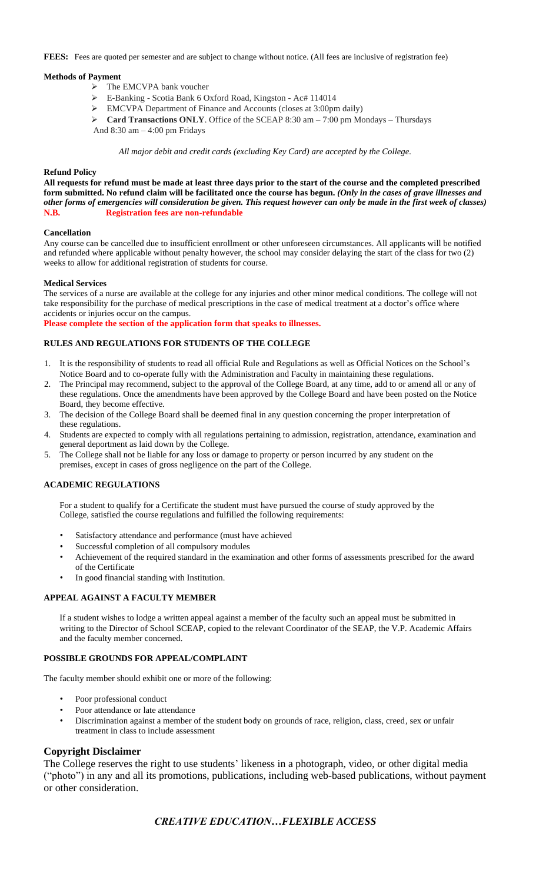**FEES:** Fees are quoted per semester and are subject to change without notice. (All fees are inclusive of registration fee)

**Methods of Payment**

- The EMCVPA bank voucher
- E-Banking - Scotia Bank 6 Oxford Road, Kingston - Ac# 114014
- EMCVPA Department of Finance and Accounts (closes at 3:00pm daily)
- **Card Transactions ONLY**. Office of the SCEAP 8:30 am – 7:00 pm Mondays – Thursdays

And 8:30 am – 4:00 pm Fridays

*All major debit and credit cards (excluding Key Card) are accepted by the College.*

**Refund Policy**

**All requests for refund must be made at least three days prior to the start of the course and the completed prescribed form submitted. No refund claim will be facilitated once the course has begun.** ***(Only in the cases of grave illnesses and other forms of emergencies will consideration be given. This request however can only be made in the first week of classes)***

**N.B. Registration fees are non-refundable**

**Cancellation**

Any course can be cancelled due to insufficient enrollment or other unforeseen circumstances. All applicants will be notified and refunded where applicable without penalty however, the school may consider delaying the start of the class for two (2) weeks to allow for additional registration of students for course.

**Medical Services**

The services of a nurse are available at the college for any injuries and other minor medical conditions. The college will not take responsibility for the purchase of medical prescriptions in the case of medical treatment at a doctor's office where accidents or injuries occur on the campus.

**Please complete the section of the application form that speaks to illnesses.**

**RULES AND REGULATIONS FOR STUDENTS OF THE COLLEGE**

1. It is the responsibility of students to read all official Rule and Regulations as well as Official Notices on the School's Notice Board and to co-operate fully with the Administration and Faculty in maintaining these regulations.
2. The Principal may recommend, subject to the approval of the College Board, at any time, add to or amend all or any of these regulations. Once the amendments have been approved by the College Board and have been posted on the Notice Board, they become effective.
3. The decision of the College Board shall be deemed final in any question concerning the proper interpretation of these regulations.
4. Students are expected to comply with all regulations pertaining to admission, registration, attendance, examination and general deportment as laid down by the College.
5. The College shall not be liable for any loss or damage to property or person incurred by any student on the premises, except in cases of gross negligence on the part of the College.

**ACADEMIC REGULATIONS**

For a student to qualify for a Certificate the student must have pursued the course of study approved by the College, satisfied the course regulations and fulfilled the following requirements:

- Satisfactory attendance and performance (must have achieved
- Successful completion of all compulsory modules
- Achievement of the required standard in the examination and other forms of assessments prescribed for the award of the Certificate
- In good financial standing with Institution.

**APPEAL AGAINST A FACULTY MEMBER**

If a student wishes to lodge a written appeal against a member of the faculty such an appeal must be submitted in writing to the Director of School SCEAP, copied to the relevant Coordinator of the SEAP, the V.P. Academic Affairs and the faculty member concerned.

**POSSIBLE GROUNDS FOR APPEAL/COMPLAINT**

The faculty member should exhibit one or more of the following:

- Poor professional conduct
- Poor attendance or late attendance
- Discrimination against a member of the student body on grounds of race, religion, class, creed, sex or unfair treatment in class to include assessment

## Copyright Disclaimer

The College reserves the right to use students' likeness in a photograph, video, or other digital media ("photo") in any and all its promotions, publications, including web-based publications, without payment or other consideration.

***CREATIVE EDUCATION…FLEXIBLE ACCESS***